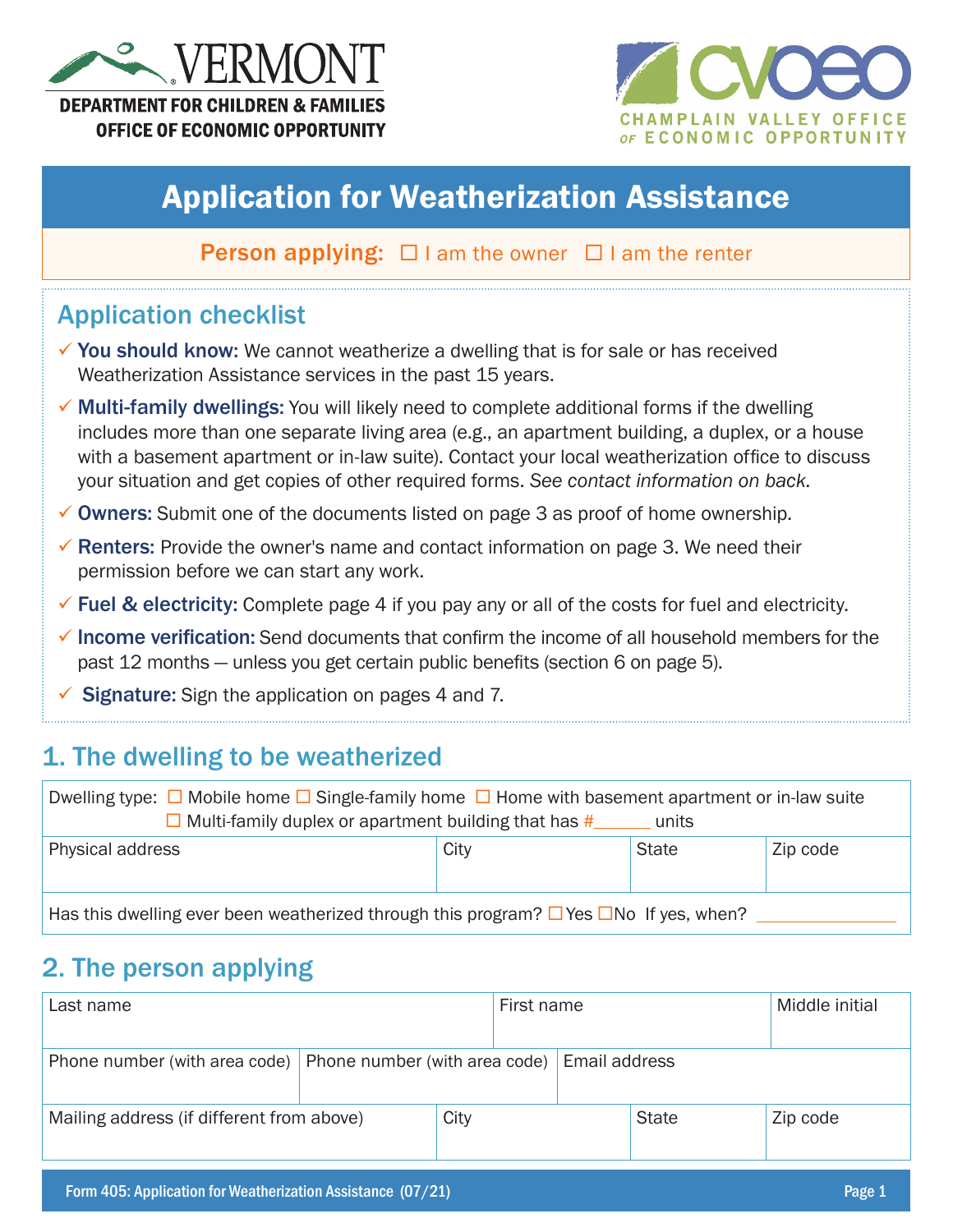VERMONT
DEPARTMENT FOR CHILDREN & FAMILIES
OFFICE OF ECONOMIC OPPORTUNITY

CVOEO
CHAMPLAIN VALLEY OFFICE OF ECONOMIC OPPORTUNITY

# Application for Weatherization Assistance

**Person applying:** ☐ I am the owner ☐ I am the renter

## Application checklist

- ✓ **You should know:** We cannot weatherize a dwelling that is for sale or has received Weatherization Assistance services in the past 15 years.
- ✓ **Multi-family dwellings:** You will likely need to complete additional forms if the dwelling includes more than one separate living area (e.g., an apartment building, a duplex, or a house with a basement apartment or in-law suite). Contact your local weatherization office to discuss your situation and get copies of other required forms. *See contact information on back.*
- ✓ **Owners:** Submit one of the documents listed on page 3 as proof of home ownership.
- ✓ **Renters:** Provide the owner's name and contact information on page 3. We need their permission before we can start any work.
- ✓ **Fuel & electricity:** Complete page 4 if you pay any or all of the costs for fuel and electricity.
- ✓ **Income verification:** Send documents that confirm the income of all household members for the past 12 months — unless you get certain public benefits (section 6 on page 5).
- ✓ **Signature:** Sign the application on pages 4 and 7.

## 1. The dwelling to be weatherized

Dwelling type: ☐ Mobile home ☐ Single-family home ☐ Home with basement apartment or in-law suite ☐ Multi-family duplex or apartment building that has #______ units

| Physical address | City | State | Zip code |
|---|---|---|---|
| | | | |

Has this dwelling ever been weatherized through this program? ☐ Yes ☐ No If yes, when? ______________

## 2. The person applying

| Last name | First name | Middle initial |
|---|---|---|
| | | |

| Phone number (with area code) | Phone number (with area code) | Email address |
|---|---|---|
| | | |

| Mailing address (if different from above) | City | State | Zip code |
|---|---|---|---|
| | | | |

Form 405: Application for Weatherization Assistance (07/21)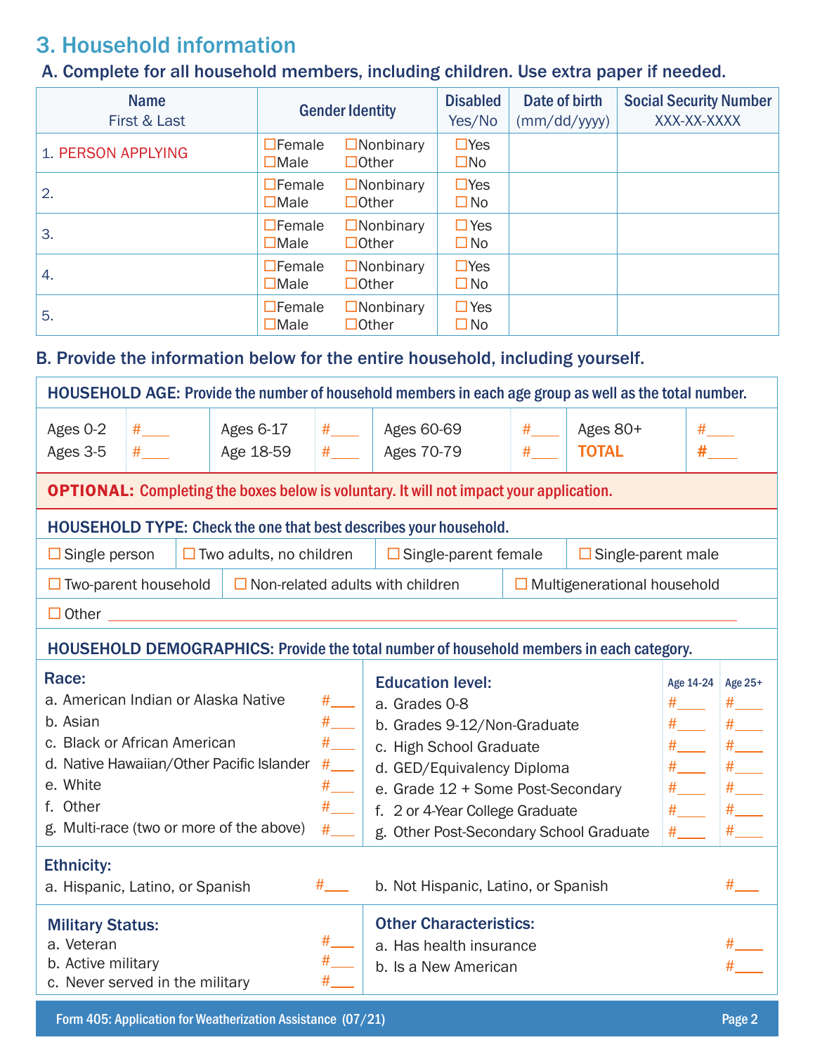## 3. Household information

### A. Complete for all household members, including children. Use extra paper if needed.

| Name First & Last | Gender Identity | Disabled Yes/No | Date of birth (mm/dd/yyyy) | Social Security Number XXX-XX-XXXX |
|---|---|---|---|---|
| 1. PERSON APPLYING | ☐Female ☐Nonbinary ☐Male ☐Other | ☐Yes ☐No | | |
| 2. | ☐Female ☐Nonbinary ☐Male ☐Other | ☐Yes ☐No | | |
| 3. | ☐Female ☐Nonbinary ☐Male ☐Other | ☐Yes ☐No | | |
| 4. | ☐Female ☐Nonbinary ☐Male ☐Other | ☐Yes ☐No | | |
| 5. | ☐Female ☐Nonbinary ☐Male ☐Other | ☐Yes ☐No | | |

### B. Provide the information below for the entire household, including yourself.

**HOUSEHOLD AGE:** Provide the number of household members in each age group as well as the total number.

| | | | | | | | |
|---|---|---|---|---|---|---|---|
| Ages 0-2 | #____ | Ages 6-17 | #____ | Ages 60-69 | #____ | Ages 80+ | #____ |
| Ages 3-5 | #____ | Age 18-59 | #____ | Ages 70-79 | #____ | **TOTAL** | **#____** |

**OPTIONAL:** Completing the boxes below is voluntary. It will not impact your application.

**HOUSEHOLD TYPE:** Check the one that best describes your household.

☐ Single person ☐ Two adults, no children ☐ Single-parent female ☐ Single-parent male

☐ Two-parent household ☐ Non-related adults with children ☐ Multigenerational household

☐ Other ______________________________

**HOUSEHOLD DEMOGRAPHICS:** Provide the total number of household members in each category.

**Race:**

| | |
|---|---|
| a. American Indian or Alaska Native | #____ |
| b. Asian | #____ |
| c. Black or African American | #____ |
| d. Native Hawaiian/Other Pacific Islander | #____ |
| e. White | #____ |
| f. Other | #____ |
| g. Multi-race (two or more of the above) | #____ |

**Education level:**

| | Age 14-24 | Age 25+ |
|---|---|---|
| a. Grades 0-8 | #____ | #____ |
| b. Grades 9-12/Non-Graduate | #____ | #____ |
| c. High School Graduate | #____ | #____ |
| d. GED/Equivalency Diploma | #____ | #____ |
| e. Grade 12 + Some Post-Secondary | #____ | #____ |
| f. 2 or 4-Year College Graduate | #____ | #____ |
| g. Other Post-Secondary School Graduate | #____ | #____ |

**Ethnicity:**

a. Hispanic, Latino, or Spanish #____

b. Not Hispanic, Latino, or Spanish #____

**Military Status:**

a. Veteran #____

b. Active military #____

c. Never served in the military #____

**Other Characteristics:**

a. Has health insurance #____

b. Is a New American #____

Form 405: Application for Weatherization Assistance (07/21)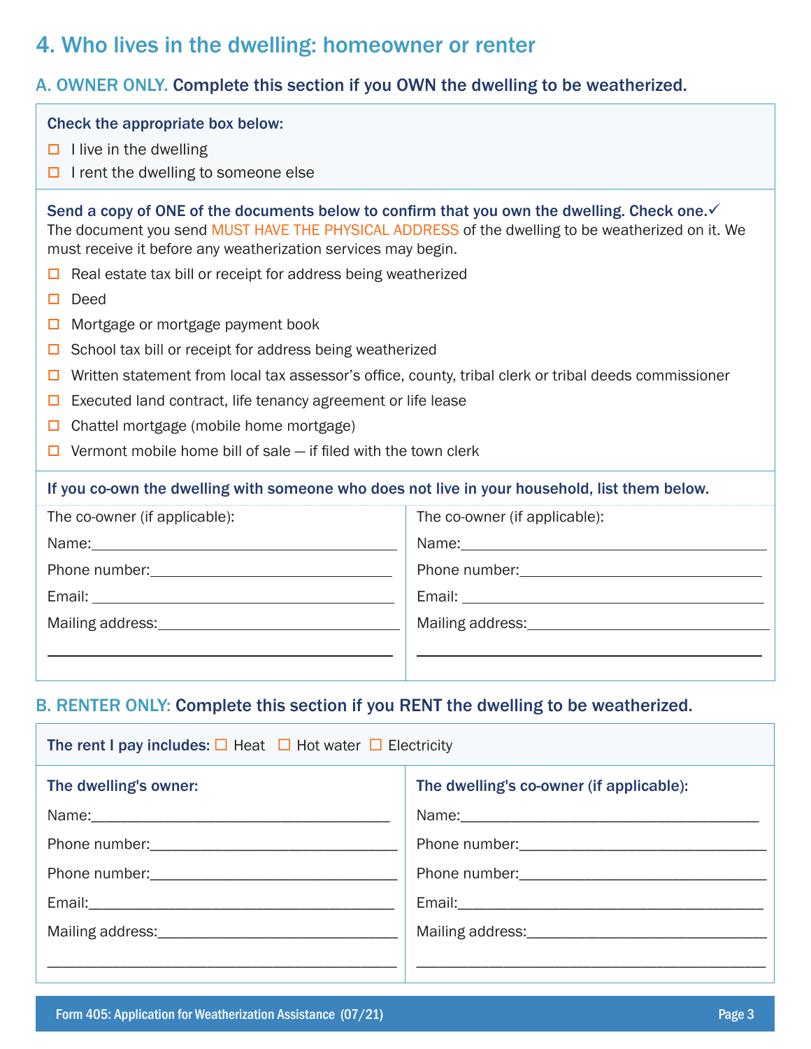## 4. Who lives in the dwelling: homeowner or renter

### A. OWNER ONLY. Complete this section if you OWN the dwelling to be weatherized.

**Check the appropriate box below:**

- ☐ I live in the dwelling
- ☐ I rent the dwelling to someone else

**Send a copy of ONE of the documents below to confirm that you own the dwelling. Check one.✓**
The document you send MUST HAVE THE PHYSICAL ADDRESS of the dwelling to be weatherized on it. We must receive it before any weatherization services may begin.

- ☐ Real estate tax bill or receipt for address being weatherized
- ☐ Deed
- ☐ Mortgage or mortgage payment book
- ☐ School tax bill or receipt for address being weatherized
- ☐ Written statement from local tax assessor's office, county, tribal clerk or tribal deeds commissioner
- ☐ Executed land contract, life tenancy agreement or life lease
- ☐ Chattel mortgage (mobile home mortgage)
- ☐ Vermont mobile home bill of sale — if filed with the town clerk

**If you co-own the dwelling with someone who does not live in your household, list them below.**

The co-owner (if applicable):
Name:____________________
Phone number:____________________
Email:____________________
Mailing address:____________________
____________________

The co-owner (if applicable):
Name:____________________
Phone number:____________________
Email:____________________
Mailing address:____________________
____________________

### B. RENTER ONLY: Complete this section if you RENT the dwelling to be weatherized.

**The rent I pay includes:** ☐ Heat ☐ Hot water ☐ Electricity

**The dwelling's owner:**
Name:____________________
Phone number:____________________
Phone number:____________________
Email:____________________
Mailing address:____________________
____________________

**The dwelling's co-owner (if applicable):**
Name:____________________
Phone number:____________________
Phone number:____________________
Email:____________________
Mailing address:____________________
____________________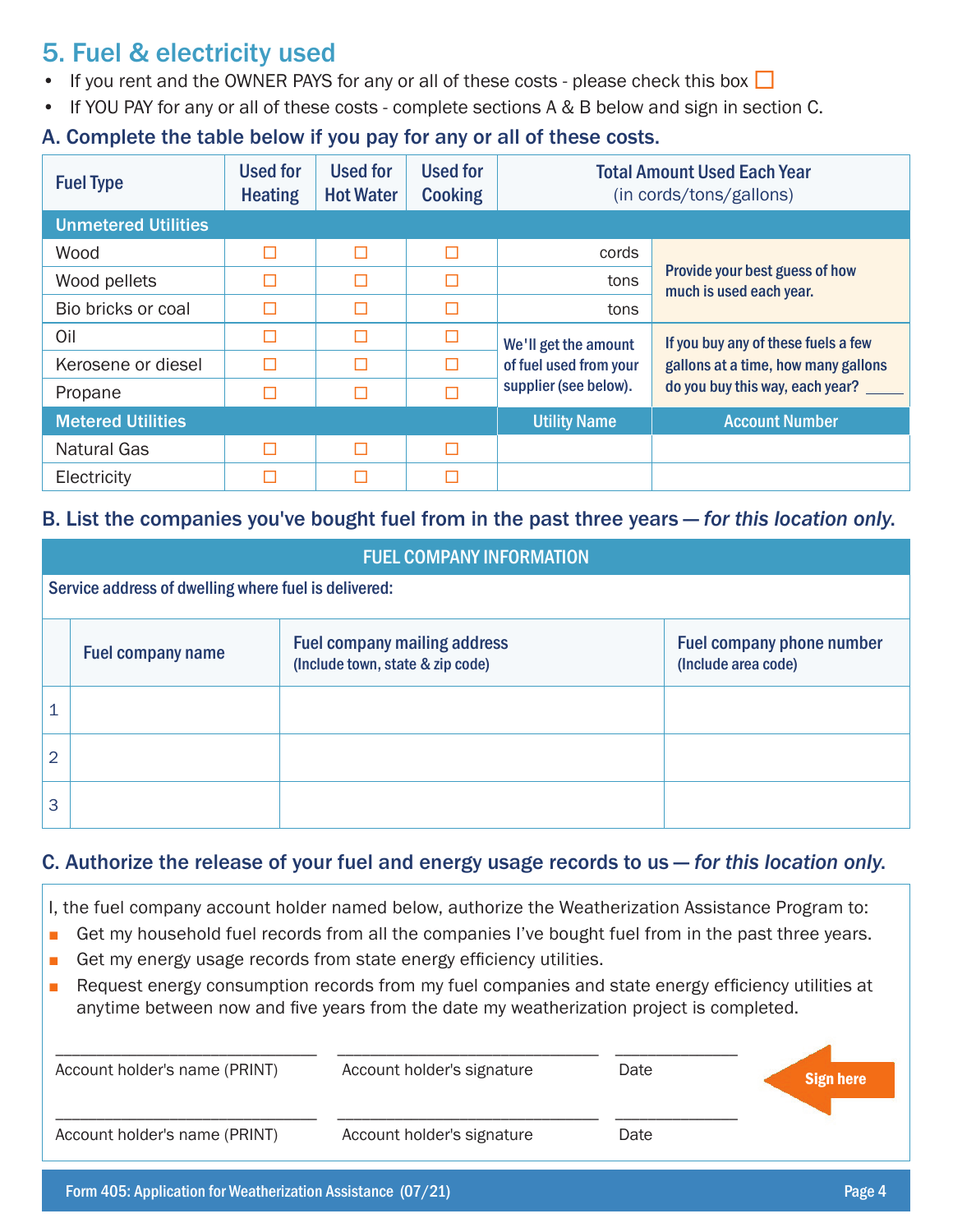## 5. Fuel & electricity used

- If you rent and the OWNER PAYS for any or all of these costs - please check this box ☐
- If YOU PAY for any or all of these costs - complete sections A & B below and sign in section C.

### A. Complete the table below if you pay for any or all of these costs.

| Fuel Type | Used for Heating | Used for Hot Water | Used for Cooking | Total Amount Used Each Year (in cords/tons/gallons) | |
|---|---|---|---|---|---|
| **Unmetered Utilities** | | | | | |
| Wood | ☐ | ☐ | ☐ | cords | Provide your best guess of how much is used each year. |
| Wood pellets | ☐ | ☐ | ☐ | tons | |
| Bio bricks or coal | ☐ | ☐ | ☐ | tons | |
| Oil | ☐ | ☐ | ☐ | We'll get the amount of fuel used from your supplier (see below). | If you buy any of these fuels a few gallons at a time, how many gallons do you buy this way, each year? _____ |
| Kerosene or diesel | ☐ | ☐ | ☐ | | |
| Propane | ☐ | ☐ | ☐ | | |
| **Metered Utilities** | | | | **Utility Name** | **Account Number** |
| Natural Gas | ☐ | ☐ | ☐ | | |
| Electricity | ☐ | ☐ | ☐ | | |

### B. List the companies you've bought fuel from in the past three years — *for this location only*.

**FUEL COMPANY INFORMATION**

Service address of dwelling where fuel is delivered:

| | Fuel company name | Fuel company mailing address (Include town, state & zip code) | Fuel company phone number (Include area code) |
|---|---|---|---|
| 1 | | | |
| 2 | | | |
| 3 | | | |

### C. Authorize the release of your fuel and energy usage records to us — *for this location only*.

I, the fuel company account holder named below, authorize the Weatherization Assistance Program to:

- Get my household fuel records from all the companies I've bought fuel from in the past three years.
- Get my energy usage records from state energy efficiency utilities.
- Request energy consumption records from my fuel companies and state energy efficiency utilities at anytime between now and five years from the date my weatherization project is completed.

______________________________ ______________________________ ______________

Account holder's name (PRINT) Account holder's signature Date

**Sign here**

______________________________ ______________________________ ______________

Account holder's name (PRINT) Account holder's signature Date

Form 405: Application for Weatherization Assistance (07/21)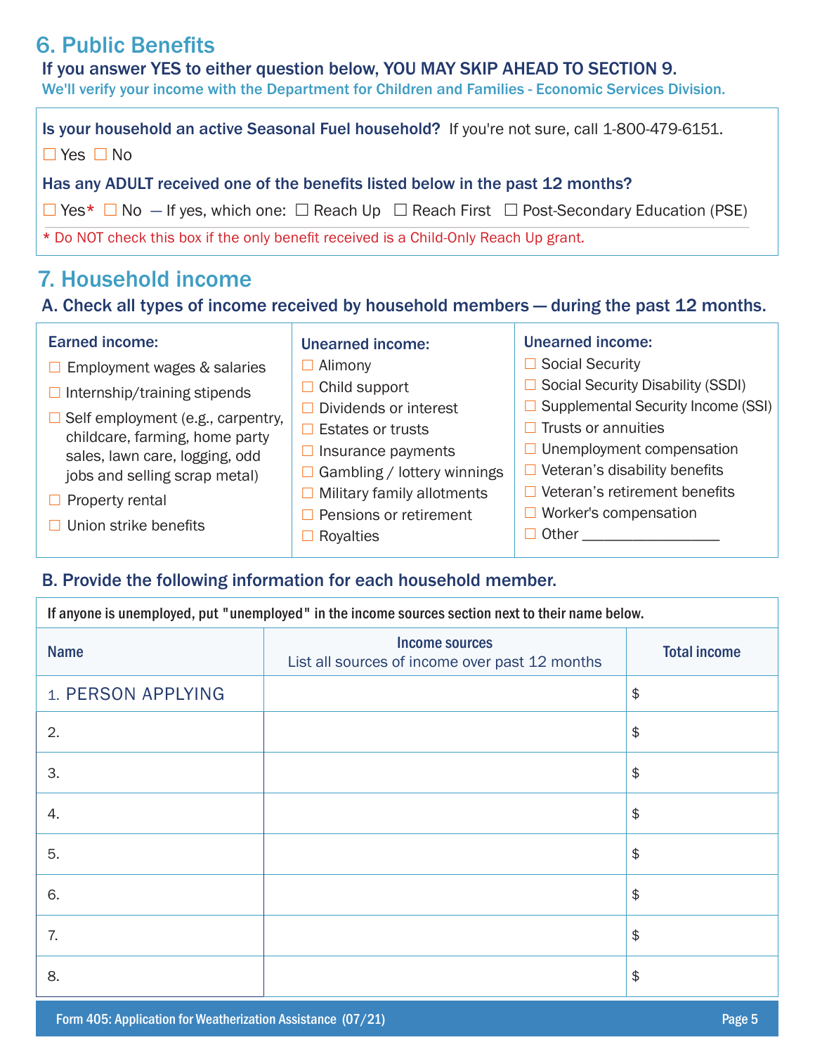## 6. Public Benefits

### If you answer YES to either question below, YOU MAY SKIP AHEAD TO SECTION 9.

We'll verify your income with the Department for Children and Families - Economic Services Division.

**Is your household an active Seasonal Fuel household?** If you're not sure, call 1-800-479-6151.

☐ Yes ☐ No

**Has any ADULT received one of the benefits listed below in the past 12 months?**

☐ Yes* ☐ No — If yes, which one: ☐ Reach Up ☐ Reach First ☐ Post-Secondary Education (PSE)

* Do NOT check this box if the only benefit received is a Child-Only Reach Up grant.

## 7. Household income

### A. Check all types of income received by household members — during the past 12 months.

**Earned income:**

- ☐ Employment wages & salaries
- ☐ Internship/training stipends
- ☐ Self employment (e.g., carpentry, childcare, farming, home party sales, lawn care, logging, odd jobs and selling scrap metal)
- ☐ Property rental
- ☐ Union strike benefits

**Unearned income:**

- ☐ Alimony
- ☐ Child support
- ☐ Dividends or interest
- ☐ Estates or trusts
- ☐ Insurance payments
- ☐ Gambling / lottery winnings
- ☐ Military family allotments
- ☐ Pensions or retirement
- ☐ Royalties

**Unearned income:**

- ☐ Social Security
- ☐ Social Security Disability (SSDI)
- ☐ Supplemental Security Income (SSI)
- ☐ Trusts or annuities
- ☐ Unemployment compensation
- ☐ Veteran's disability benefits
- ☐ Veteran's retirement benefits
- ☐ Worker's compensation
- ☐ Other ________________

### B. Provide the following information for each household member.

If anyone is unemployed, put "unemployed" in the income sources section next to their name below.

| Name | Income sources<br>List all sources of income over past 12 months | Total income |
|---|---|---|
| 1. PERSON APPLYING | | $ |
| 2. | | $ |
| 3. | | $ |
| 4. | | $ |
| 5. | | $ |
| 6. | | $ |
| 7. | | $ |
| 8. | | $ |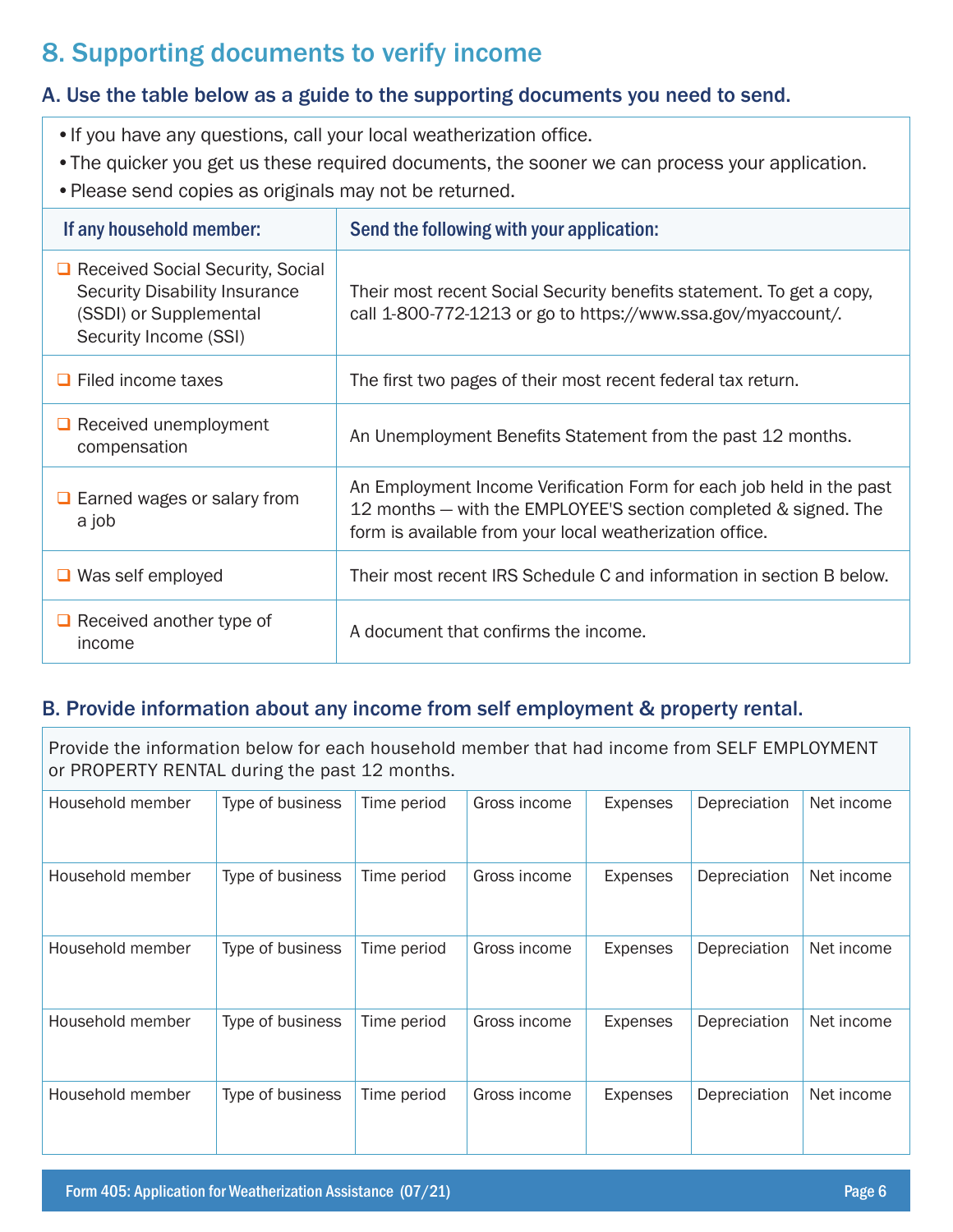## 8. Supporting documents to verify income

### A. Use the table below as a guide to the supporting documents you need to send.

- If you have any questions, call your local weatherization office.
- The quicker you get us these required documents, the sooner we can process your application.
- Please send copies as originals may not be returned.

| If any household member: | Send the following with your application: |
|---|---|
| ❑ Received Social Security, Social Security Disability Insurance (SSDI) or Supplemental Security Income (SSI) | Their most recent Social Security benefits statement. To get a copy, call 1-800-772-1213 or go to https://www.ssa.gov/myaccount/. |
| ❑ Filed income taxes | The first two pages of their most recent federal tax return. |
| ❑ Received unemployment compensation | An Unemployment Benefits Statement from the past 12 months. |
| ❑ Earned wages or salary from a job | An Employment Income Verification Form for each job held in the past 12 months — with the EMPLOYEE'S section completed & signed. The form is available from your local weatherization office. |
| ❑ Was self employed | Their most recent IRS Schedule C and information in section B below. |
| ❑ Received another type of income | A document that confirms the income. |

### B. Provide information about any income from self employment & property rental.

Provide the information below for each household member that had income from SELF EMPLOYMENT or PROPERTY RENTAL during the past 12 months.

| Household member | Type of business | Time period | Gross income | Expenses | Depreciation | Net income |
|---|---|---|---|---|---|---|
| | | | | | | |
| Household member | Type of business | Time period | Gross income | Expenses | Depreciation | Net income |
| Household member | Type of business | Time period | Gross income | Expenses | Depreciation | Net income |
| Household member | Type of business | Time period | Gross income | Expenses | Depreciation | Net income |
| Household member | Type of business | Time period | Gross income | Expenses | Depreciation | Net income |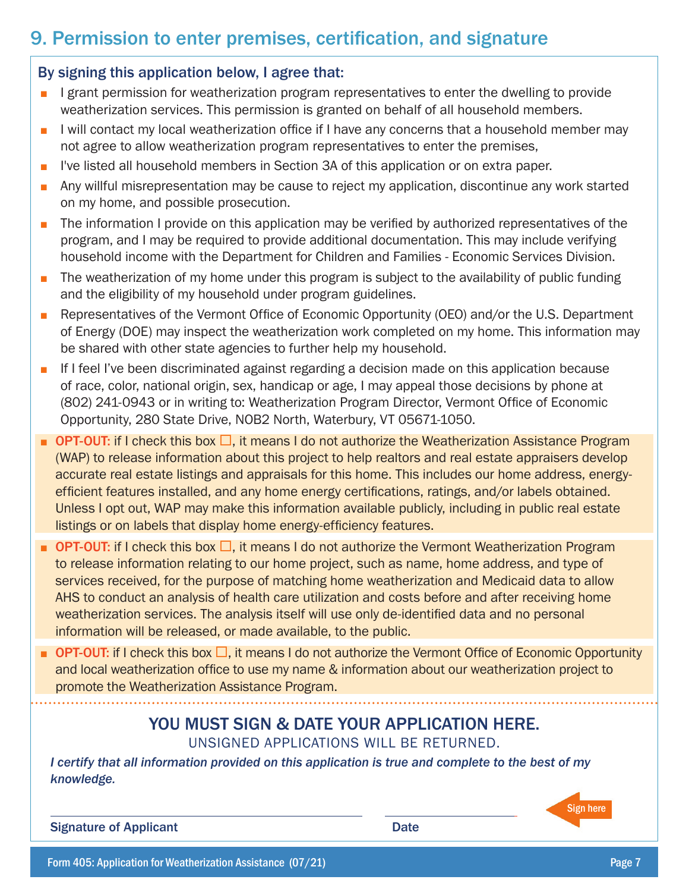## 9. Permission to enter premises, certification, and signature

**By signing this application below, I agree that:**

- I grant permission for weatherization program representatives to enter the dwelling to provide weatherization services. This permission is granted on behalf of all household members.
- I will contact my local weatherization office if I have any concerns that a household member may not agree to allow weatherization program representatives to enter the premises,
- I've listed all household members in Section 3A of this application or on extra paper.
- Any willful misrepresentation may be cause to reject my application, discontinue any work started on my home, and possible prosecution.
- The information I provide on this application may be verified by authorized representatives of the program, and I may be required to provide additional documentation. This may include verifying household income with the Department for Children and Families - Economic Services Division.
- The weatherization of my home under this program is subject to the availability of public funding and the eligibility of my household under program guidelines.
- Representatives of the Vermont Office of Economic Opportunity (OEO) and/or the U.S. Department of Energy (DOE) may inspect the weatherization work completed on my home. This information may be shared with other state agencies to further help my household.
- If I feel I've been discriminated against regarding a decision made on this application because of race, color, national origin, sex, handicap or age, I may appeal those decisions by phone at (802) 241-0943 or in writing to: Weatherization Program Director, Vermont Office of Economic Opportunity, 280 State Drive, NOB2 North, Waterbury, VT 05671-1050.
- **OPT-OUT:** if I check this box ☐, it means I do not authorize the Weatherization Assistance Program (WAP) to release information about this project to help realtors and real estate appraisers develop accurate real estate listings and appraisals for this home. This includes our home address, energy-efficient features installed, and any home energy certifications, ratings, and/or labels obtained. Unless I opt out, WAP may make this information available publicly, including in public real estate listings or on labels that display home energy-efficiency features.
- **OPT-OUT:** if I check this box ☐, it means I do not authorize the Vermont Weatherization Program to release information relating to our home project, such as name, home address, and type of services received, for the purpose of matching home weatherization and Medicaid data to allow AHS to conduct an analysis of health care utilization and costs before and after receiving home weatherization services. The analysis itself will use only de-identified data and no personal information will be released, or made available, to the public.
- **OPT-OUT:** if I check this box ☐, it means I do not authorize the Vermont Office of Economic Opportunity and local weatherization office to use my name & information about our weatherization project to promote the Weatherization Assistance Program.

**YOU MUST SIGN & DATE YOUR APPLICATION HERE.**

UNSIGNED APPLICATIONS WILL BE RETURNED.

***I certify that all information provided on this application is true and complete to the best of my knowledge.***

_______________________________ _______________

**Signature of Applicant** **Date**

Sign here

Form 405: Application for Weatherization Assistance (07/21)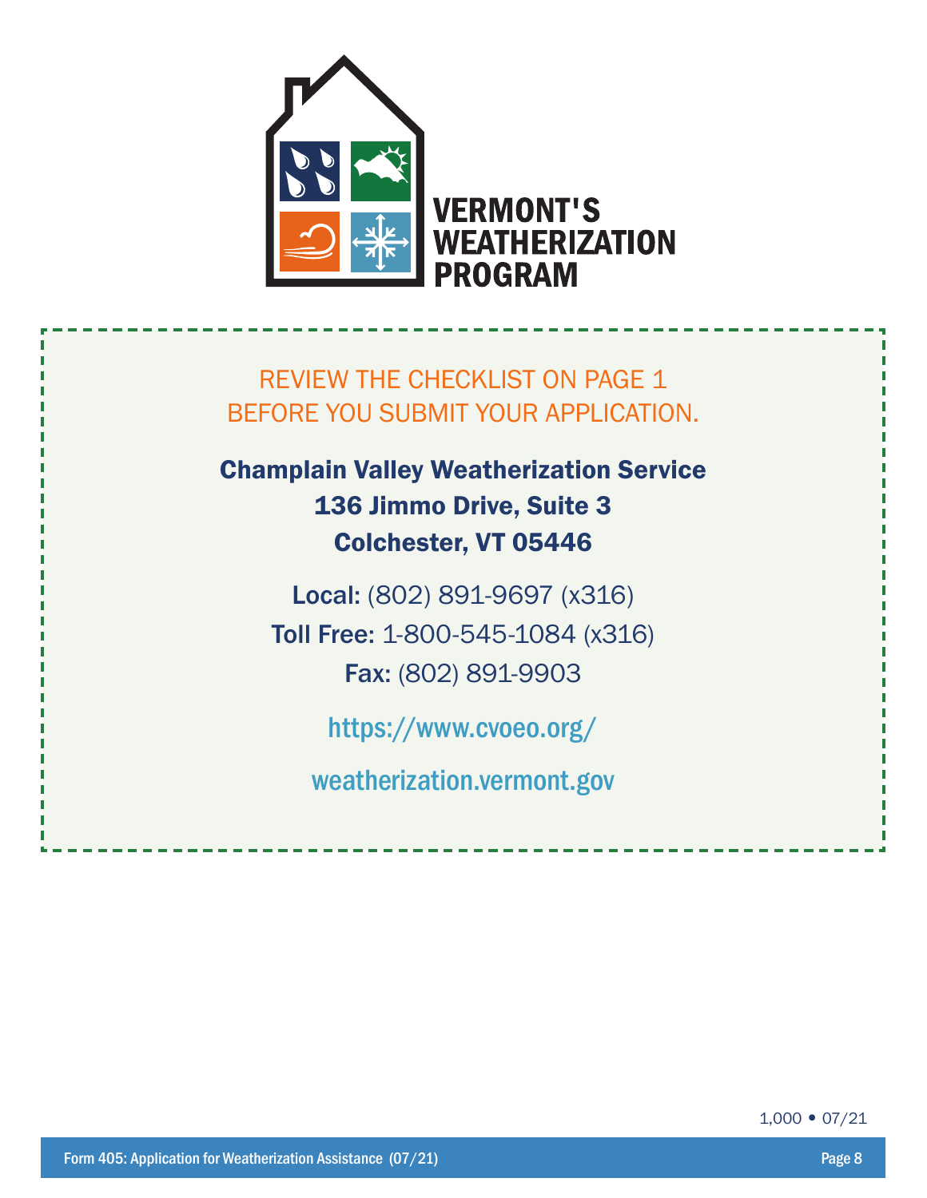VERMONT'S WEATHERIZATION PROGRAM

REVIEW THE CHECKLIST ON PAGE 1
BEFORE YOU SUBMIT YOUR APPLICATION.

**Champlain Valley Weatherization Service**
**136 Jimmo Drive, Suite 3**
**Colchester, VT 05446**

**Local:** (802) 891-9697 (x316)
**Toll Free:** 1-800-545-1084 (x316)
**Fax:** (802) 891-9903

https://www.cvoeo.org/

weatherization.vermont.gov

1,000 • 07/21